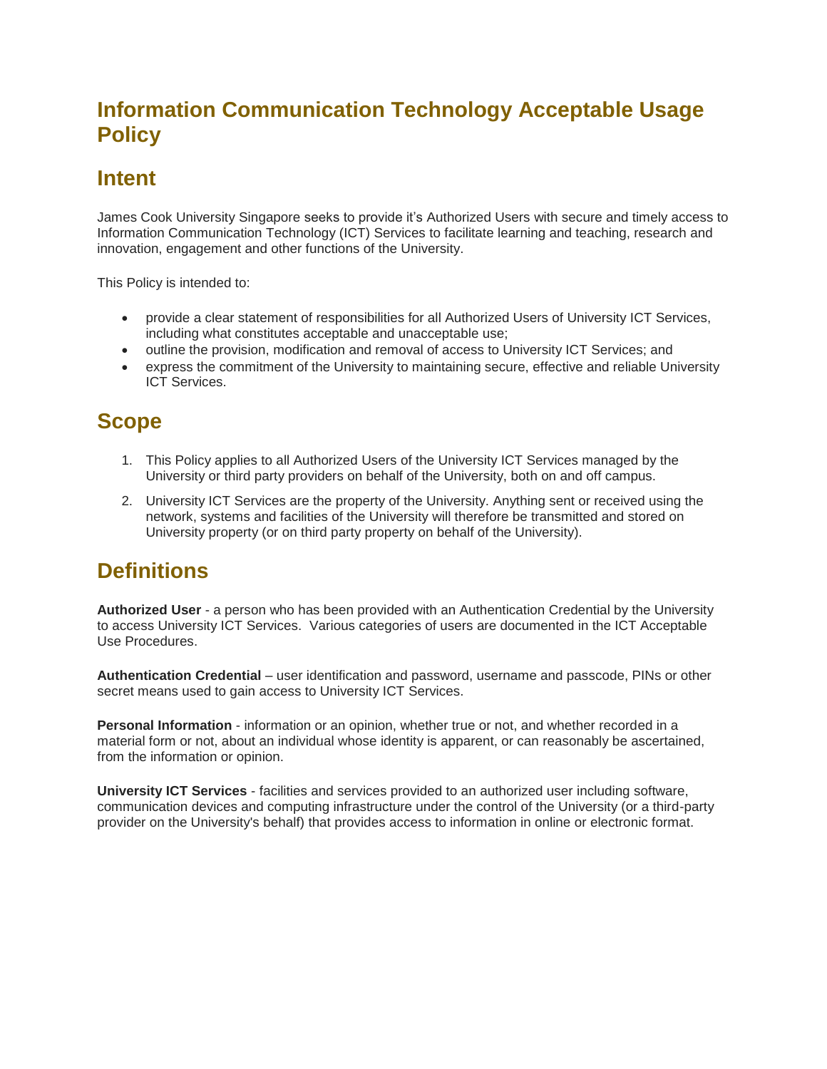# Information Communication Technology Acceptable Usage Policy

## Intent

James Cook University Singapore seeks to provide it's Authorized Users with secure and timely access to Information Communication Technology (ICT) Services to facilitate learning and teaching, research and innovation, engagement and other functions of the University.

This Policy is intended to:

- provide a clear statement of responsibilities for all Authorized Users of University ICT Services, including what constitutes acceptable and unacceptable use;
- outline the provision, modification and removal of access to University ICT Services; and
- express the commitment of the University to maintaining secure, effective and reliable University ICT Services.

## Scope

1. This Policy applies to all Authorized Users of the University ICT Services managed by the University or third party providers on behalf of the University, both on and off campus.
2. University ICT Services are the property of the University. Anything sent or received using the network, systems and facilities of the University will therefore be transmitted and stored on University property (or on third party property on behalf of the University).

## Definitions

**Authorized User** - a person who has been provided with an Authentication Credential by the University to access University ICT Services. Various categories of users are documented in the ICT Acceptable Use Procedures.

**Authentication Credential** – user identification and password, username and passcode, PINs or other secret means used to gain access to University ICT Services.

**Personal Information** - information or an opinion, whether true or not, and whether recorded in a material form or not, about an individual whose identity is apparent, or can reasonably be ascertained, from the information or opinion.

**University ICT Services** - facilities and services provided to an authorized user including software, communication devices and computing infrastructure under the control of the University (or a third-party provider on the University's behalf) that provides access to information in online or electronic format.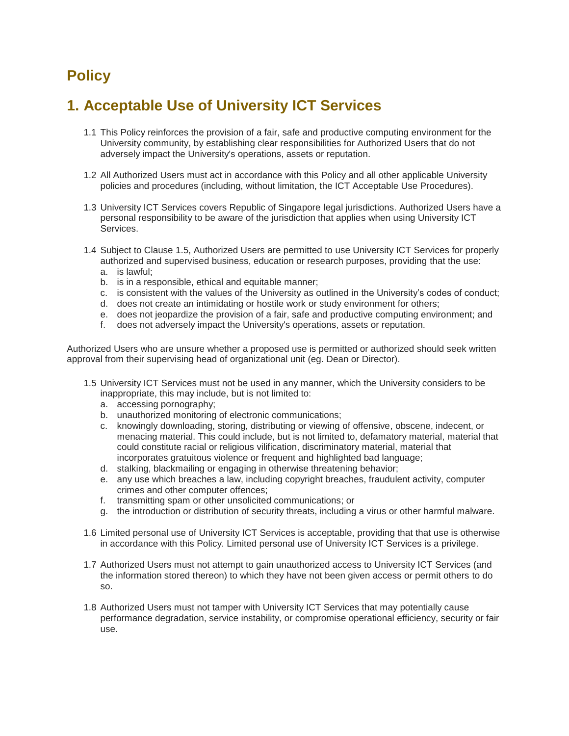# Policy

## 1. Acceptable Use of University ICT Services

1.1 This Policy reinforces the provision of a fair, safe and productive computing environment for the University community, by establishing clear responsibilities for Authorized Users that do not adversely impact the University's operations, assets or reputation.

1.2 All Authorized Users must act in accordance with this Policy and all other applicable University policies and procedures (including, without limitation, the ICT Acceptable Use Procedures).

1.3 University ICT Services covers Republic of Singapore legal jurisdictions. Authorized Users have a personal responsibility to be aware of the jurisdiction that applies when using University ICT Services.

1.4 Subject to Clause 1.5, Authorized Users are permitted to use University ICT Services for properly authorized and supervised business, education or research purposes, providing that the use:

a. is lawful;
b. is in a responsible, ethical and equitable manner;
c. is consistent with the values of the University as outlined in the University's codes of conduct;
d. does not create an intimidating or hostile work or study environment for others;
e. does not jeopardize the provision of a fair, safe and productive computing environment; and
f. does not adversely impact the University's operations, assets or reputation.

Authorized Users who are unsure whether a proposed use is permitted or authorized should seek written approval from their supervising head of organizational unit (eg. Dean or Director).

1.5 University ICT Services must not be used in any manner, which the University considers to be inappropriate, this may include, but is not limited to:

a. accessing pornography;
b. unauthorized monitoring of electronic communications;
c. knowingly downloading, storing, distributing or viewing of offensive, obscene, indecent, or menacing material. This could include, but is not limited to, defamatory material, material that could constitute racial or religious vilification, discriminatory material, material that incorporates gratuitous violence or frequent and highlighted bad language;
d. stalking, blackmailing or engaging in otherwise threatening behavior;
e. any use which breaches a law, including copyright breaches, fraudulent activity, computer crimes and other computer offences;
f. transmitting spam or other unsolicited communications; or
g. the introduction or distribution of security threats, including a virus or other harmful malware.

1.6 Limited personal use of University ICT Services is acceptable, providing that that use is otherwise in accordance with this Policy. Limited personal use of University ICT Services is a privilege.

1.7 Authorized Users must not attempt to gain unauthorized access to University ICT Services (and the information stored thereon) to which they have not been given access or permit others to do so.

1.8 Authorized Users must not tamper with University ICT Services that may potentially cause performance degradation, service instability, or compromise operational efficiency, security or fair use.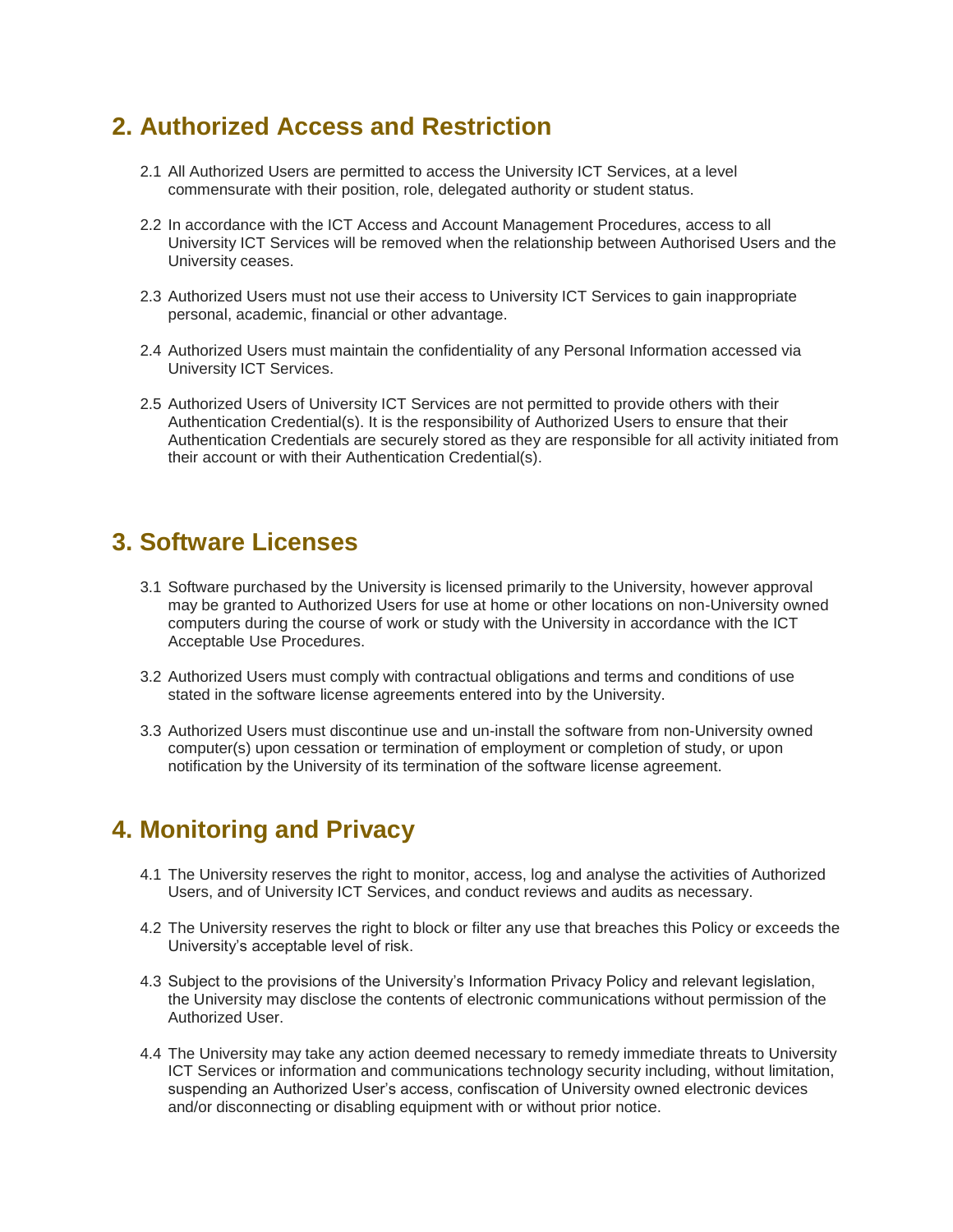## 2. Authorized Access and Restriction

2.1 All Authorized Users are permitted to access the University ICT Services, at a level commensurate with their position, role, delegated authority or student status.

2.2 In accordance with the ICT Access and Account Management Procedures, access to all University ICT Services will be removed when the relationship between Authorised Users and the University ceases.

2.3 Authorized Users must not use their access to University ICT Services to gain inappropriate personal, academic, financial or other advantage.

2.4 Authorized Users must maintain the confidentiality of any Personal Information accessed via University ICT Services.

2.5 Authorized Users of University ICT Services are not permitted to provide others with their Authentication Credential(s). It is the responsibility of Authorized Users to ensure that their Authentication Credentials are securely stored as they are responsible for all activity initiated from their account or with their Authentication Credential(s).

## 3. Software Licenses

3.1 Software purchased by the University is licensed primarily to the University, however approval may be granted to Authorized Users for use at home or other locations on non-University owned computers during the course of work or study with the University in accordance with the ICT Acceptable Use Procedures.

3.2 Authorized Users must comply with contractual obligations and terms and conditions of use stated in the software license agreements entered into by the University.

3.3 Authorized Users must discontinue use and un-install the software from non-University owned computer(s) upon cessation or termination of employment or completion of study, or upon notification by the University of its termination of the software license agreement.

## 4. Monitoring and Privacy

4.1 The University reserves the right to monitor, access, log and analyse the activities of Authorized Users, and of University ICT Services, and conduct reviews and audits as necessary.

4.2 The University reserves the right to block or filter any use that breaches this Policy or exceeds the University's acceptable level of risk.

4.3 Subject to the provisions of the University's Information Privacy Policy and relevant legislation, the University may disclose the contents of electronic communications without permission of the Authorized User.

4.4 The University may take any action deemed necessary to remedy immediate threats to University ICT Services or information and communications technology security including, without limitation, suspending an Authorized User's access, confiscation of University owned electronic devices and/or disconnecting or disabling equipment with or without prior notice.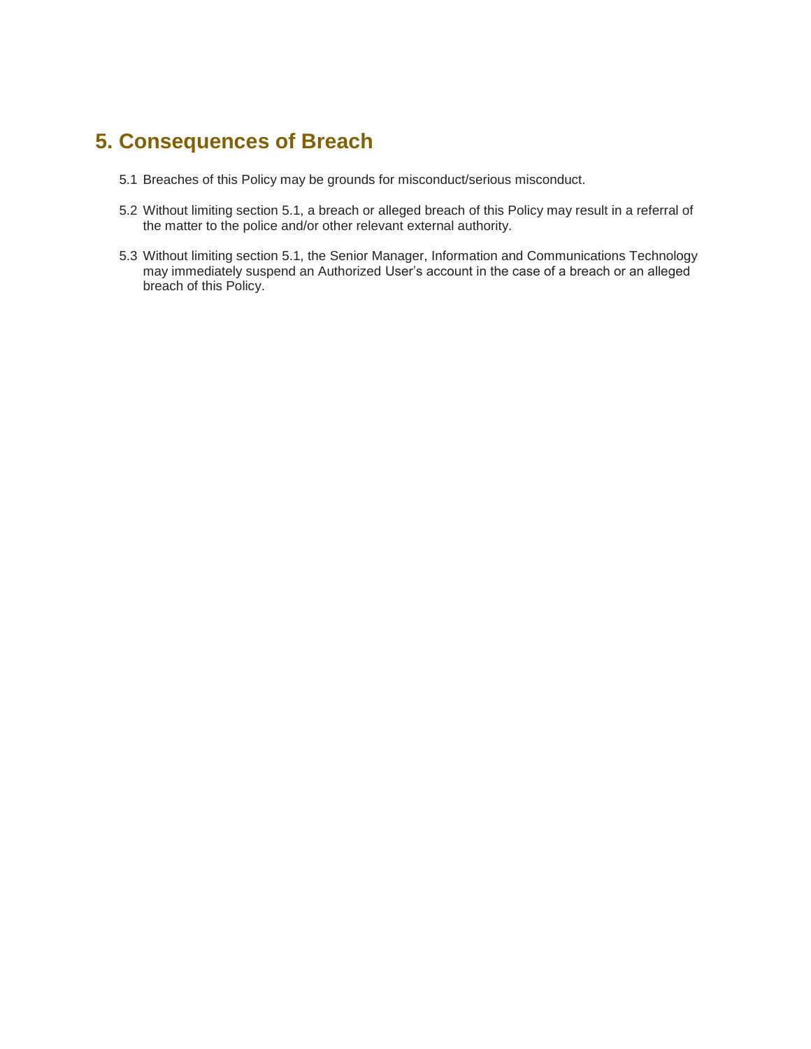## 5. Consequences of Breach

5.1 Breaches of this Policy may be grounds for misconduct/serious misconduct.

5.2 Without limiting section 5.1, a breach or alleged breach of this Policy may result in a referral of the matter to the police and/or other relevant external authority.

5.3 Without limiting section 5.1, the Senior Manager, Information and Communications Technology may immediately suspend an Authorized User's account in the case of a breach or an alleged breach of this Policy.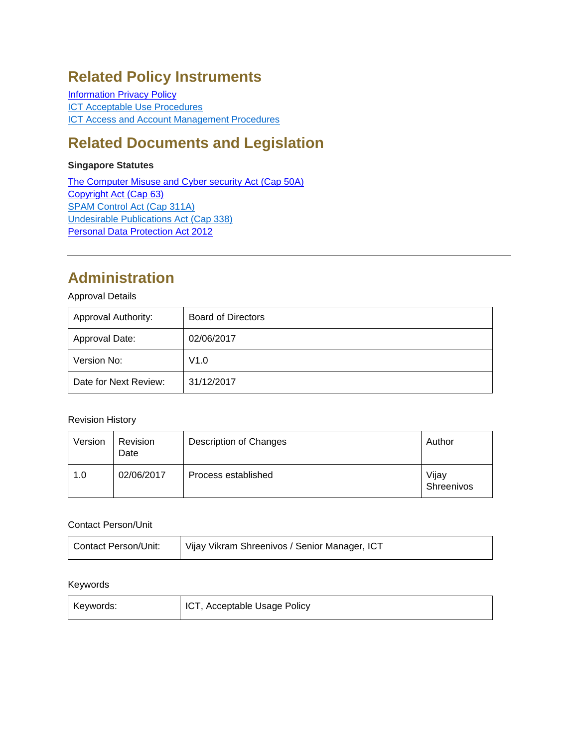## Related Policy Instruments

Information Privacy Policy
ICT Acceptable Use Procedures
ICT Access and Account Management Procedures

## Related Documents and Legislation

**Singapore Statutes**

The Computer Misuse and Cyber security Act (Cap 50A)
Copyright Act (Cap 63)
SPAM Control Act (Cap 311A)
Undesirable Publications Act (Cap 338)
Personal Data Protection Act 2012

---

## Administration

Approval Details

| | |
|---|---|
| Approval Authority: | Board of Directors |
| Approval Date: | 02/06/2017 |
| Version No: | V1.0 |
| Date for Next Review: | 31/12/2017 |

Revision History

| Version | Revision Date | Description of Changes | Author |
|---|---|---|---|
| 1.0 | 02/06/2017 | Process established | Vijay Shreenivos |

Contact Person/Unit

| | |
|---|---|
| Contact Person/Unit: | Vijay Vikram Shreenivos / Senior Manager, ICT |

Keywords

| | |
|---|---|
| Keywords: | ICT, Acceptable Usage Policy |